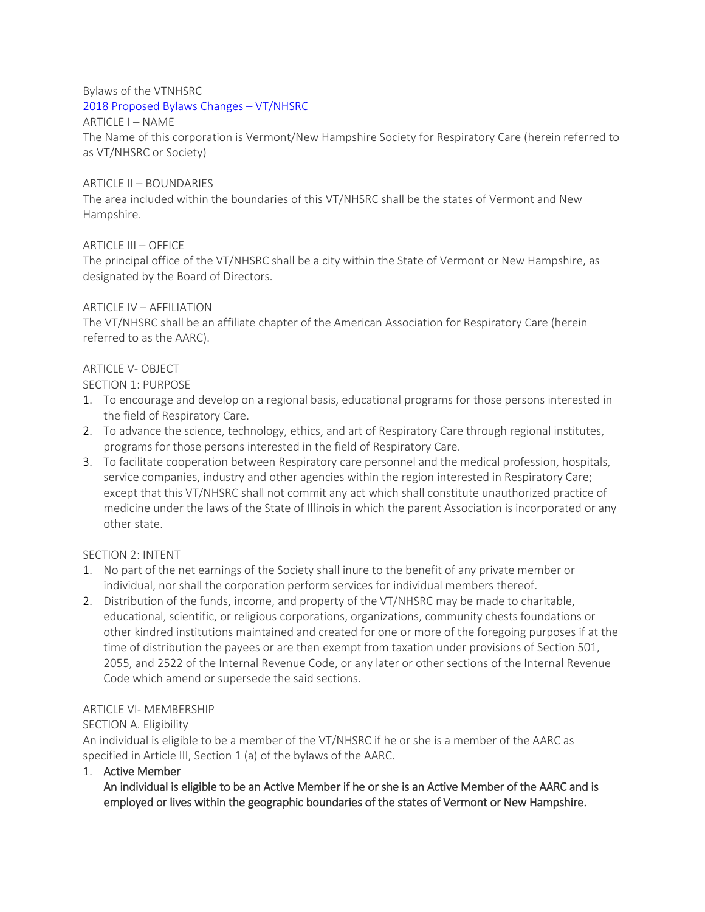Bylaws of the VTNHSRC

[2018 Proposed Bylaws Changes – VT/NHSRC]

ARTICLE I – NAME

The Name of this corporation is Vermont/New Hampshire Society for Respiratory Care (herein referred to as VT/NHSRC or Society)

ARTICLE II – BOUNDARIES

The area included within the boundaries of this VT/NHSRC shall be the states of Vermont and New Hampshire.

ARTICLE III – OFFICE

The principal office of the VT/NHSRC shall be a city within the State of Vermont or New Hampshire, as designated by the Board of Directors.

ARTICLE IV – AFFILIATION

The VT/NHSRC shall be an affiliate chapter of the American Association for Respiratory Care (herein referred to as the AARC).

ARTICLE V- OBJECT

SECTION 1: PURPOSE

1. To encourage and develop on a regional basis, educational programs for those persons interested in the field of Respiratory Care.
2. To advance the science, technology, ethics, and art of Respiratory Care through regional institutes, programs for those persons interested in the field of Respiratory Care.
3. To facilitate cooperation between Respiratory care personnel and the medical profession, hospitals, service companies, industry and other agencies within the region interested in Respiratory Care; except that this VT/NHSRC shall not commit any act which shall constitute unauthorized practice of medicine under the laws of the State of Illinois in which the parent Association is incorporated or any other state.

SECTION 2: INTENT

1. No part of the net earnings of the Society shall inure to the benefit of any private member or individual, nor shall the corporation perform services for individual members thereof.
2. Distribution of the funds, income, and property of the VT/NHSRC may be made to charitable, educational, scientific, or religious corporations, organizations, community chests foundations or other kindred institutions maintained and created for one or more of the foregoing purposes if at the time of distribution the payees or are then exempt from taxation under provisions of Section 501, 2055, and 2522 of the Internal Revenue Code, or any later or other sections of the Internal Revenue Code which amend or supersede the said sections.

ARTICLE VI- MEMBERSHIP

SECTION A. Eligibility

An individual is eligible to be a member of the VT/NHSRC if he or she is a member of the AARC as specified in Article III, Section 1 (a) of the bylaws of the AARC.

1. **Active Member**

   **An individual is eligible to be an Active Member if he or she is an Active Member of the AARC and is employed or lives within the geographic boundaries of the states of Vermont or New Hampshire.**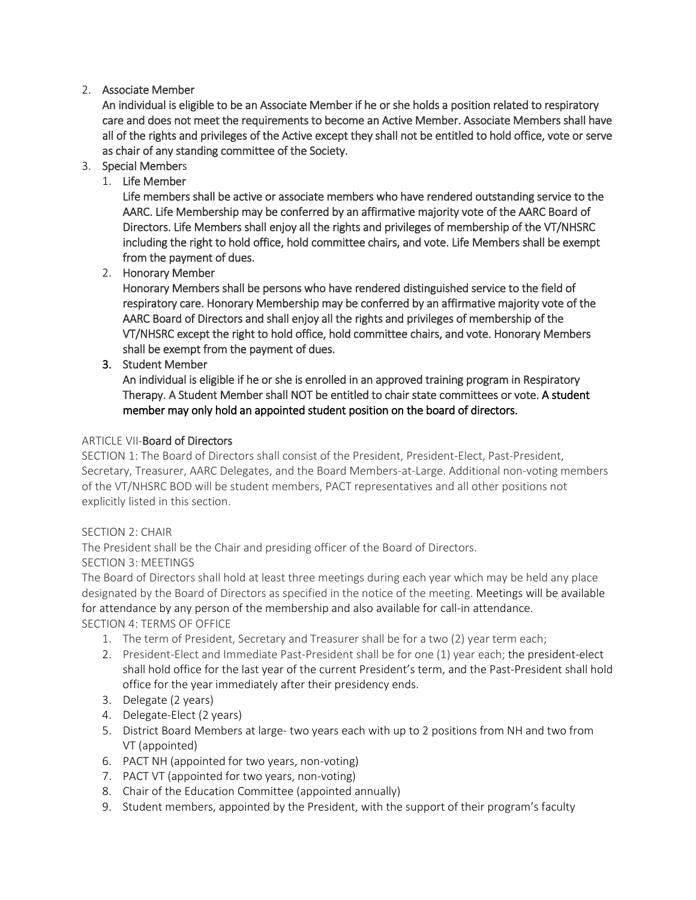2. Associate Member

   An individual is eligible to be an Associate Member if he or she holds a position related to respiratory care and does not meet the requirements to become an Active Member. Associate Members shall have all of the rights and privileges of the Active except they shall not be entitled to hold office, vote or serve as chair of any standing committee of the Society.

3. Special Members

   1. Life Member

      Life members shall be active or associate members who have rendered outstanding service to the AARC. Life Membership may be conferred by an affirmative majority vote of the AARC Board of Directors. Life Members shall enjoy all the rights and privileges of membership of the VT/NHSRC including the right to hold office, hold committee chairs, and vote. Life Members shall be exempt from the payment of dues.

   2. Honorary Member

      Honorary Members shall be persons who have rendered distinguished service to the field of respiratory care. Honorary Membership may be conferred by an affirmative majority vote of the AARC Board of Directors and shall enjoy all the rights and privileges of membership of the VT/NHSRC except the right to hold office, hold committee chairs, and vote. Honorary Members shall be exempt from the payment of dues.

   3. Student Member

      An individual is eligible if he or she is enrolled in an approved training program in Respiratory Therapy. A Student Member shall NOT be entitled to chair state committees or vote. A student member may only hold an appointed student position on the board of directors.

## ARTICLE VII-Board of Directors

SECTION 1: The Board of Directors shall consist of the President, President-Elect, Past-President, Secretary, Treasurer, AARC Delegates, and the Board Members-at-Large. Additional non-voting members of the VT/NHSRC BOD will be student members, PACT representatives and all other positions not explicitly listed in this section.

SECTION 2: CHAIR

The President shall be the Chair and presiding officer of the Board of Directors.

SECTION 3: MEETINGS

The Board of Directors shall hold at least three meetings during each year which may be held any place designated by the Board of Directors as specified in the notice of the meeting. Meetings will be available for attendance by any person of the membership and also available for call-in attendance.

SECTION 4: TERMS OF OFFICE

1. The term of President, Secretary and Treasurer shall be for a two (2) year term each;
2. President-Elect and Immediate Past-President shall be for one (1) year each; the president-elect shall hold office for the last year of the current President's term, and the Past-President shall hold office for the year immediately after their presidency ends.
3. Delegate (2 years)
4. Delegate-Elect (2 years)
5. District Board Members at large- two years each with up to 2 positions from NH and two from VT (appointed)
6. PACT NH (appointed for two years, non-voting)
7. PACT VT (appointed for two years, non-voting)
8. Chair of the Education Committee (appointed annually)
9. Student members, appointed by the President, with the support of their program's faculty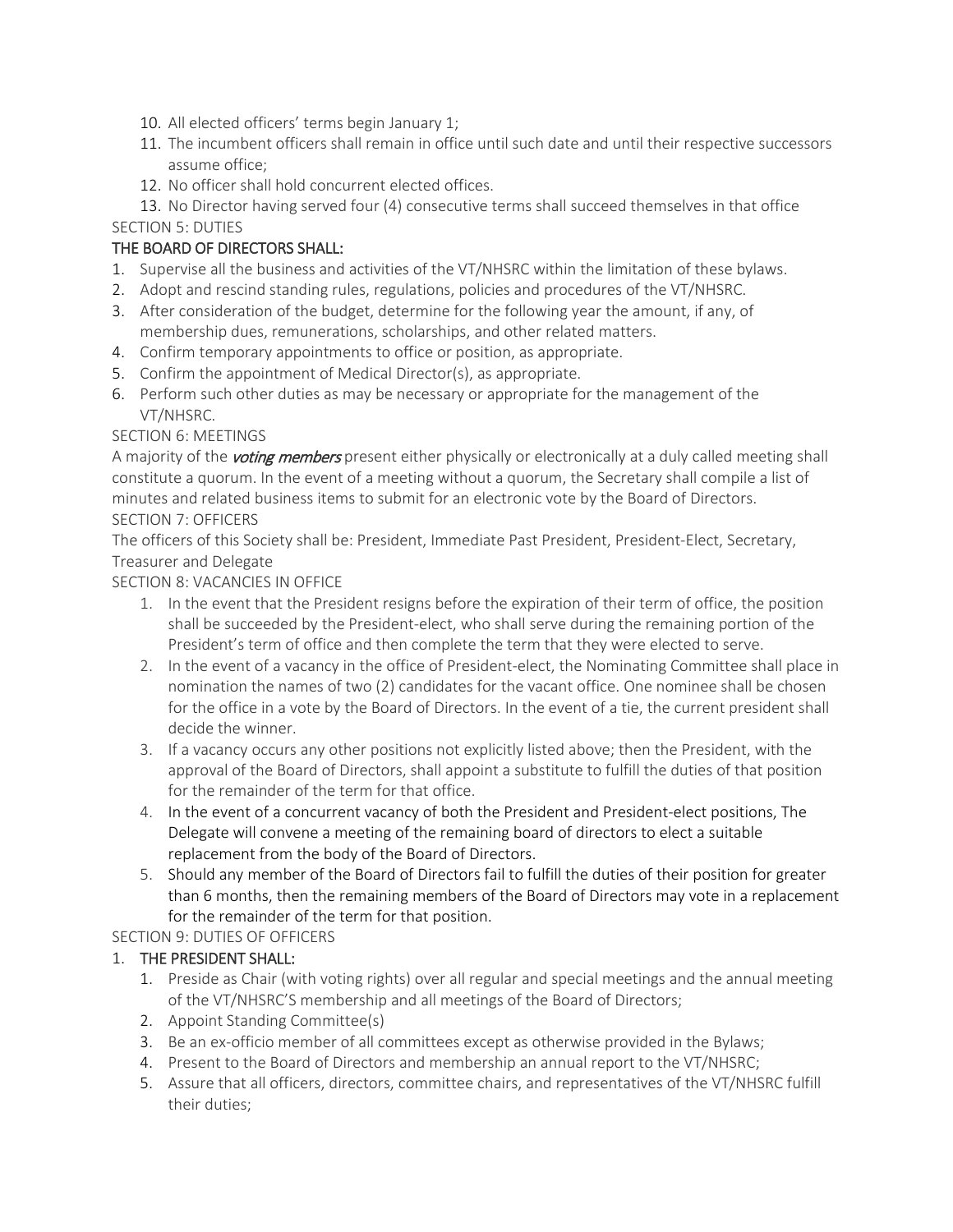10. All elected officers' terms begin January 1;
11. The incumbent officers shall remain in office until such date and until their respective successors assume office;
12. No officer shall hold concurrent elected offices.
13. No Director having served four (4) consecutive terms shall succeed themselves in that office

SECTION 5: DUTIES

**THE BOARD OF DIRECTORS SHALL:**

1. Supervise all the business and activities of the VT/NHSRC within the limitation of these bylaws.
2. Adopt and rescind standing rules, regulations, policies and procedures of the VT/NHSRC.
3. After consideration of the budget, determine for the following year the amount, if any, of membership dues, remunerations, scholarships, and other related matters.
4. Confirm temporary appointments to office or position, as appropriate.
5. Confirm the appointment of Medical Director(s), as appropriate.
6. Perform such other duties as may be necessary or appropriate for the management of the VT/NHSRC.

SECTION 6: MEETINGS

A majority of the ***voting members*** present either physically or electronically at a duly called meeting shall constitute a quorum. In the event of a meeting without a quorum, the Secretary shall compile a list of minutes and related business items to submit for an electronic vote by the Board of Directors.

SECTION 7: OFFICERS

The officers of this Society shall be: President, Immediate Past President, President-Elect, Secretary, Treasurer and Delegate

SECTION 8: VACANCIES IN OFFICE

1. In the event that the President resigns before the expiration of their term of office, the position shall be succeeded by the President-elect, who shall serve during the remaining portion of the President's term of office and then complete the term that they were elected to serve.
2. In the event of a vacancy in the office of President-elect, the Nominating Committee shall place in nomination the names of two (2) candidates for the vacant office. One nominee shall be chosen for the office in a vote by the Board of Directors. In the event of a tie, the current president shall decide the winner.
3. If a vacancy occurs any other positions not explicitly listed above; then the President, with the approval of the Board of Directors, shall appoint a substitute to fulfill the duties of that position for the remainder of the term for that office.
4. In the event of a concurrent vacancy of both the President and President-elect positions, The Delegate will convene a meeting of the remaining board of directors to elect a suitable replacement from the body of the Board of Directors.
5. Should any member of the Board of Directors fail to fulfill the duties of their position for greater than 6 months, then the remaining members of the Board of Directors may vote in a replacement for the remainder of the term for that position.

SECTION 9: DUTIES OF OFFICERS

1. **THE PRESIDENT SHALL:**
   1. Preside as Chair (with voting rights) over all regular and special meetings and the annual meeting of the VT/NHSRC'S membership and all meetings of the Board of Directors;
   2. Appoint Standing Committee(s)
   3. Be an ex-officio member of all committees except as otherwise provided in the Bylaws;
   4. Present to the Board of Directors and membership an annual report to the VT/NHSRC;
   5. Assure that all officers, directors, committee chairs, and representatives of the VT/NHSRC fulfill their duties;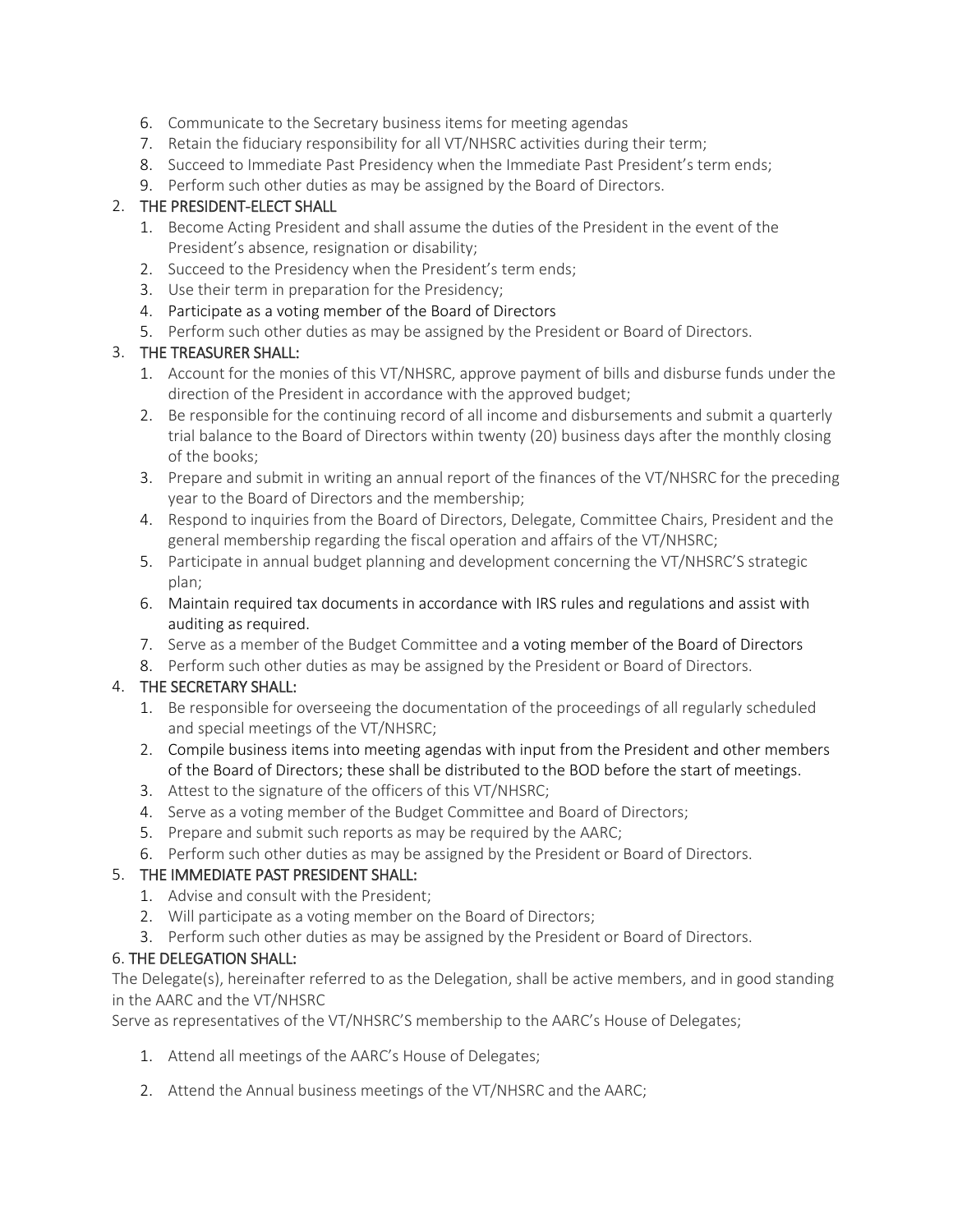6. Communicate to the Secretary business items for meeting agendas
7. Retain the fiduciary responsibility for all VT/NHSRC activities during their term;
8. Succeed to Immediate Past Presidency when the Immediate Past President's term ends;
9. Perform such other duties as may be assigned by the Board of Directors.

2. THE PRESIDENT-ELECT SHALL
   1. Become Acting President and shall assume the duties of the President in the event of the President's absence, resignation or disability;
   2. Succeed to the Presidency when the President's term ends;
   3. Use their term in preparation for the Presidency;
   4. Participate as a voting member of the Board of Directors
   5. Perform such other duties as may be assigned by the President or Board of Directors.

3. THE TREASURER SHALL:
   1. Account for the monies of this VT/NHSRC, approve payment of bills and disburse funds under the direction of the President in accordance with the approved budget;
   2. Be responsible for the continuing record of all income and disbursements and submit a quarterly trial balance to the Board of Directors within twenty (20) business days after the monthly closing of the books;
   3. Prepare and submit in writing an annual report of the finances of the VT/NHSRC for the preceding year to the Board of Directors and the membership;
   4. Respond to inquiries from the Board of Directors, Delegate, Committee Chairs, President and the general membership regarding the fiscal operation and affairs of the VT/NHSRC;
   5. Participate in annual budget planning and development concerning the VT/NHSRC'S strategic plan;
   6. Maintain required tax documents in accordance with IRS rules and regulations and assist with auditing as required.
   7. Serve as a member of the Budget Committee and a voting member of the Board of Directors
   8. Perform such other duties as may be assigned by the President or Board of Directors.

4. THE SECRETARY SHALL:
   1. Be responsible for overseeing the documentation of the proceedings of all regularly scheduled and special meetings of the VT/NHSRC;
   2. Compile business items into meeting agendas with input from the President and other members of the Board of Directors; these shall be distributed to the BOD before the start of meetings.
   3. Attest to the signature of the officers of this VT/NHSRC;
   4. Serve as a voting member of the Budget Committee and Board of Directors;
   5. Prepare and submit such reports as may be required by the AARC;
   6. Perform such other duties as may be assigned by the President or Board of Directors.

5. THE IMMEDIATE PAST PRESIDENT SHALL:
   1. Advise and consult with the President;
   2. Will participate as a voting member on the Board of Directors;
   3. Perform such other duties as may be assigned by the President or Board of Directors.

6. THE DELEGATION SHALL:

The Delegate(s), hereinafter referred to as the Delegation, shall be active members, and in good standing in the AARC and the VT/NHSRC

Serve as representatives of the VT/NHSRC'S membership to the AARC's House of Delegates;

1. Attend all meetings of the AARC's House of Delegates;
2. Attend the Annual business meetings of the VT/NHSRC and the AARC;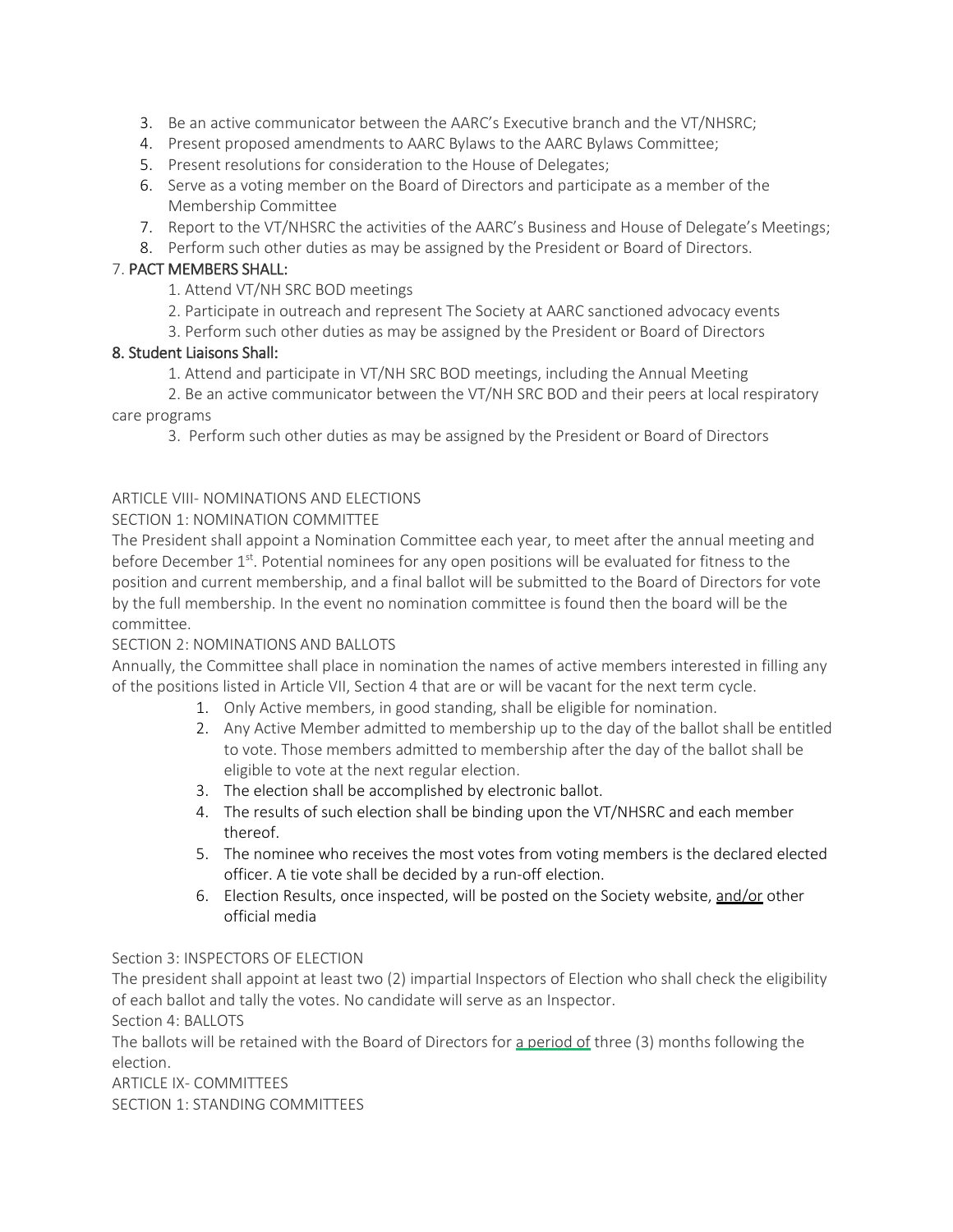3. Be an active communicator between the AARC's Executive branch and the VT/NHSRC;
4. Present proposed amendments to AARC Bylaws to the AARC Bylaws Committee;
5. Present resolutions for consideration to the House of Delegates;
6. Serve as a voting member on the Board of Directors and participate as a member of the Membership Committee
7. Report to the VT/NHSRC the activities of the AARC's Business and House of Delegate's Meetings;
8. Perform such other duties as may be assigned by the President or Board of Directors.

7. PACT MEMBERS SHALL:

1. Attend VT/NH SRC BOD meetings
2. Participate in outreach and represent The Society at AARC sanctioned advocacy events
3. Perform such other duties as may be assigned by the President or Board of Directors

8. Student Liaisons Shall:

1. Attend and participate in VT/NH SRC BOD meetings, including the Annual Meeting
2. Be an active communicator between the VT/NH SRC BOD and their peers at local respiratory care programs
3. Perform such other duties as may be assigned by the President or Board of Directors

ARTICLE VIII- NOMINATIONS AND ELECTIONS

SECTION 1: NOMINATION COMMITTEE

The President shall appoint a Nomination Committee each year, to meet after the annual meeting and before December 1st. Potential nominees for any open positions will be evaluated for fitness to the position and current membership, and a final ballot will be submitted to the Board of Directors for vote by the full membership. In the event no nomination committee is found then the board will be the committee.

SECTION 2: NOMINATIONS AND BALLOTS

Annually, the Committee shall place in nomination the names of active members interested in filling any of the positions listed in Article VII, Section 4 that are or will be vacant for the next term cycle.

1. Only Active members, in good standing, shall be eligible for nomination.
2. Any Active Member admitted to membership up to the day of the ballot shall be entitled to vote. Those members admitted to membership after the day of the ballot shall be eligible to vote at the next regular election.
3. The election shall be accomplished by electronic ballot.
4. The results of such election shall be binding upon the VT/NHSRC and each member thereof.
5. The nominee who receives the most votes from voting members is the declared elected officer. A tie vote shall be decided by a run-off election.
6. Election Results, once inspected, will be posted on the Society website, and/or other official media

Section 3: INSPECTORS OF ELECTION

The president shall appoint at least two (2) impartial Inspectors of Election who shall check the eligibility of each ballot and tally the votes. No candidate will serve as an Inspector.

Section 4: BALLOTS

The ballots will be retained with the Board of Directors for a period of three (3) months following the election.

ARTICLE IX- COMMITTEES

SECTION 1: STANDING COMMITTEES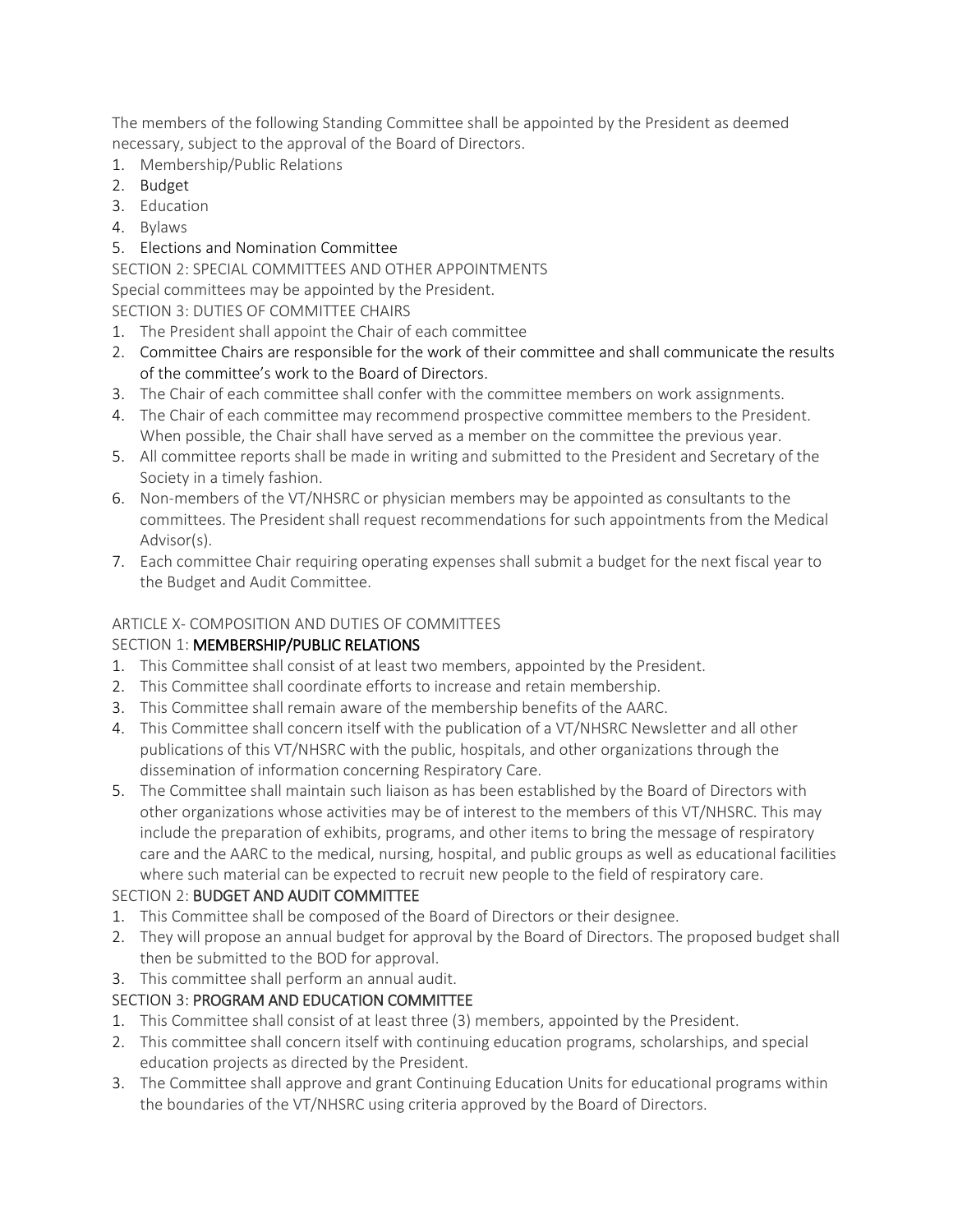The members of the following Standing Committee shall be appointed by the President as deemed necessary, subject to the approval of the Board of Directors.

1. Membership/Public Relations
2. Budget
3. Education
4. Bylaws
5. Elections and Nomination Committee

SECTION 2: SPECIAL COMMITTEES AND OTHER APPOINTMENTS

Special committees may be appointed by the President.

SECTION 3: DUTIES OF COMMITTEE CHAIRS

1. The President shall appoint the Chair of each committee
2. Committee Chairs are responsible for the work of their committee and shall communicate the results of the committee's work to the Board of Directors.
3. The Chair of each committee shall confer with the committee members on work assignments.
4. The Chair of each committee may recommend prospective committee members to the President. When possible, the Chair shall have served as a member on the committee the previous year.
5. All committee reports shall be made in writing and submitted to the President and Secretary of the Society in a timely fashion.
6. Non-members of the VT/NHSRC or physician members may be appointed as consultants to the committees. The President shall request recommendations for such appointments from the Medical Advisor(s).
7. Each committee Chair requiring operating expenses shall submit a budget for the next fiscal year to the Budget and Audit Committee.

ARTICLE X- COMPOSITION AND DUTIES OF COMMITTEES

SECTION 1: MEMBERSHIP/PUBLIC RELATIONS

1. This Committee shall consist of at least two members, appointed by the President.
2. This Committee shall coordinate efforts to increase and retain membership.
3. This Committee shall remain aware of the membership benefits of the AARC.
4. This Committee shall concern itself with the publication of a VT/NHSRC Newsletter and all other publications of this VT/NHSRC with the public, hospitals, and other organizations through the dissemination of information concerning Respiratory Care.
5. The Committee shall maintain such liaison as has been established by the Board of Directors with other organizations whose activities may be of interest to the members of this VT/NHSRC. This may include the preparation of exhibits, programs, and other items to bring the message of respiratory care and the AARC to the medical, nursing, hospital, and public groups as well as educational facilities where such material can be expected to recruit new people to the field of respiratory care.

SECTION 2: BUDGET AND AUDIT COMMITTEE

1. This Committee shall be composed of the Board of Directors or their designee.
2. They will propose an annual budget for approval by the Board of Directors. The proposed budget shall then be submitted to the BOD for approval.
3. This committee shall perform an annual audit.

SECTION 3: PROGRAM AND EDUCATION COMMITTEE

1. This Committee shall consist of at least three (3) members, appointed by the President.
2. This committee shall concern itself with continuing education programs, scholarships, and special education projects as directed by the President.
3. The Committee shall approve and grant Continuing Education Units for educational programs within the boundaries of the VT/NHSRC using criteria approved by the Board of Directors.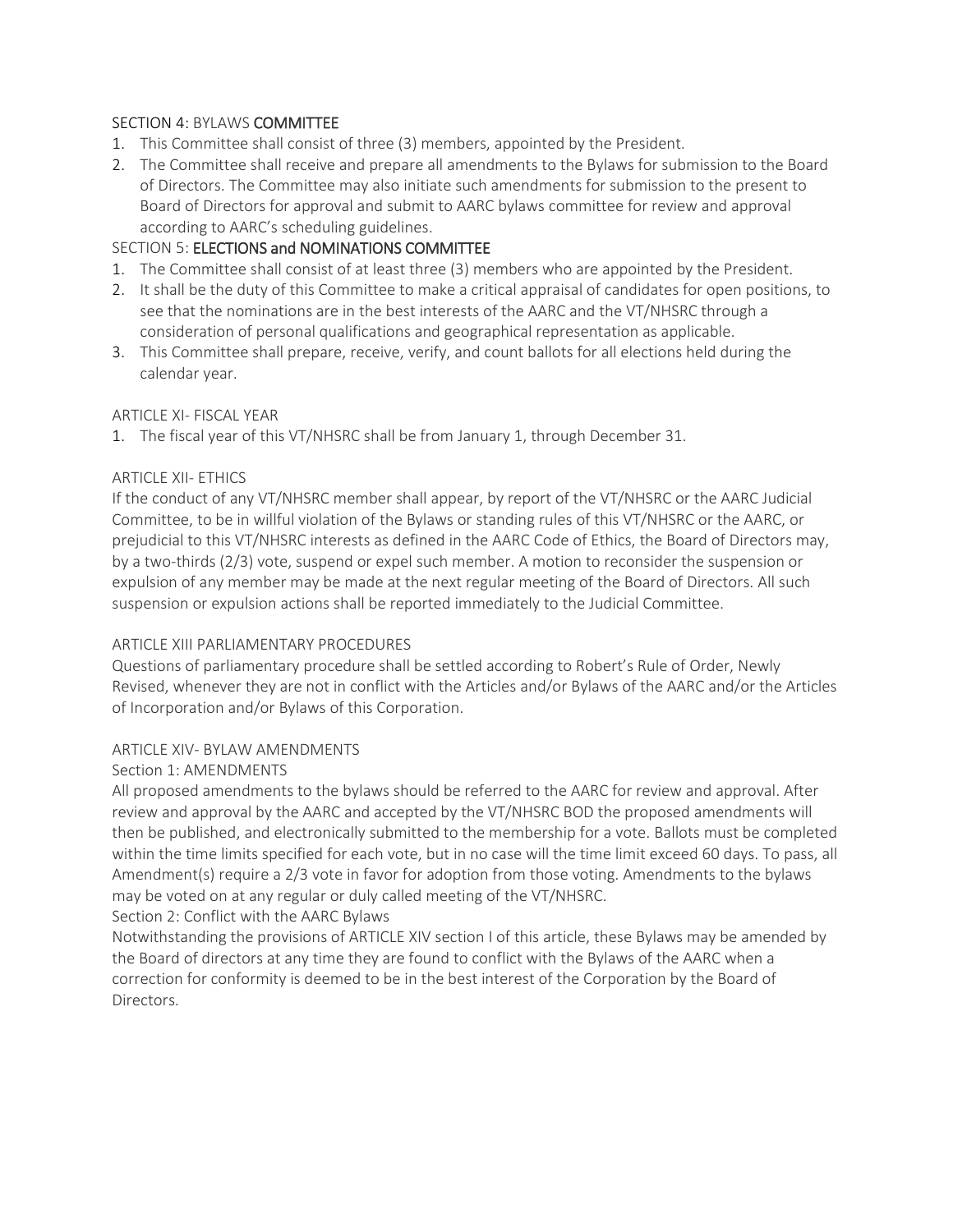SECTION 4: BYLAWS **COMMITTEE**

1. This Committee shall consist of three (3) members, appointed by the President.
2. The Committee shall receive and prepare all amendments to the Bylaws for submission to the Board of Directors. The Committee may also initiate such amendments for submission to the present to Board of Directors for approval and submit to AARC bylaws committee for review and approval according to AARC's scheduling guidelines.

SECTION 5: **ELECTIONS and NOMINATIONS COMMITTEE**

1. The Committee shall consist of at least three (3) members who are appointed by the President.
2. It shall be the duty of this Committee to make a critical appraisal of candidates for open positions, to see that the nominations are in the best interests of the AARC and the VT/NHSRC through a consideration of personal qualifications and geographical representation as applicable.
3. This Committee shall prepare, receive, verify, and count ballots for all elections held during the calendar year.

ARTICLE XI- FISCAL YEAR

1. The fiscal year of this VT/NHSRC shall be from January 1, through December 31.

ARTICLE XII- ETHICS

If the conduct of any VT/NHSRC member shall appear, by report of the VT/NHSRC or the AARC Judicial Committee, to be in willful violation of the Bylaws or standing rules of this VT/NHSRC or the AARC, or prejudicial to this VT/NHSRC interests as defined in the AARC Code of Ethics, the Board of Directors may, by a two-thirds (2/3) vote, suspend or expel such member. A motion to reconsider the suspension or expulsion of any member may be made at the next regular meeting of the Board of Directors. All such suspension or expulsion actions shall be reported immediately to the Judicial Committee.

ARTICLE XIII PARLIAMENTARY PROCEDURES

Questions of parliamentary procedure shall be settled according to Robert's Rule of Order, Newly Revised, whenever they are not in conflict with the Articles and/or Bylaws of the AARC and/or the Articles of Incorporation and/or Bylaws of this Corporation.

ARTICLE XIV- BYLAW AMENDMENTS

Section 1: AMENDMENTS

All proposed amendments to the bylaws should be referred to the AARC for review and approval. After review and approval by the AARC and accepted by the VT/NHSRC BOD the proposed amendments will then be published, and electronically submitted to the membership for a vote. Ballots must be completed within the time limits specified for each vote, but in no case will the time limit exceed 60 days. To pass, all Amendment(s) require a 2/3 vote in favor for adoption from those voting. Amendments to the bylaws may be voted on at any regular or duly called meeting of the VT/NHSRC.

Section 2: Conflict with the AARC Bylaws

Notwithstanding the provisions of ARTICLE XIV section I of this article, these Bylaws may be amended by the Board of directors at any time they are found to conflict with the Bylaws of the AARC when a correction for conformity is deemed to be in the best interest of the Corporation by the Board of Directors.